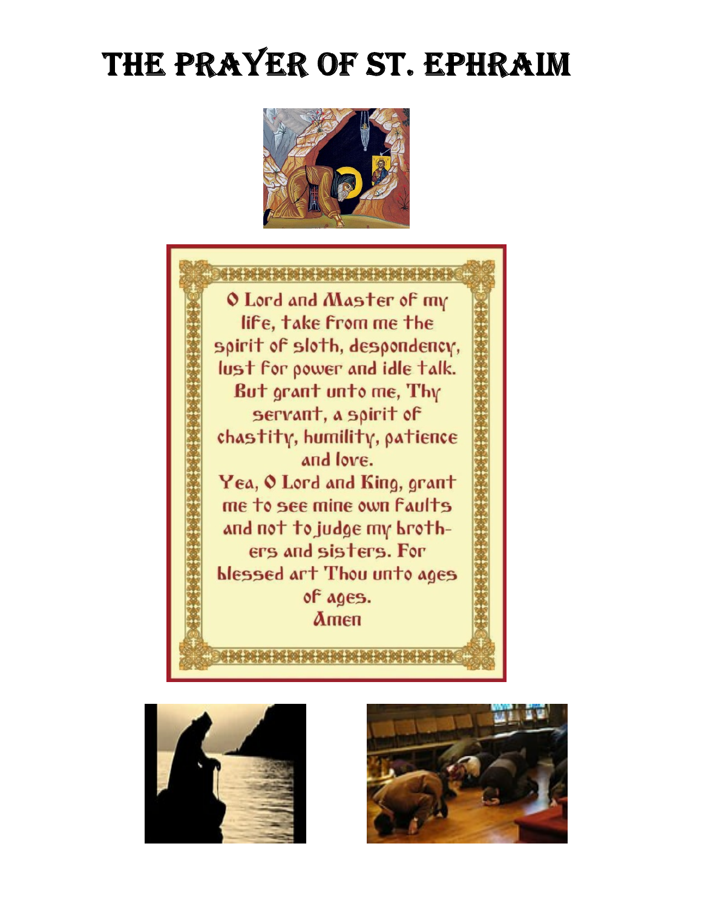# The Prayer of St. Ephraim

O Lord and Master of my life, take from me the spirit of sloth, despondency, lust for power and idle talk.
But grant unto me, Thy servant, a spirit of chastity, humility, patience and love.
Yea, O Lord and King, grant me to see mine own faults and not to judge my brothers and sisters. For blessed art Thou unto ages of ages.
Amen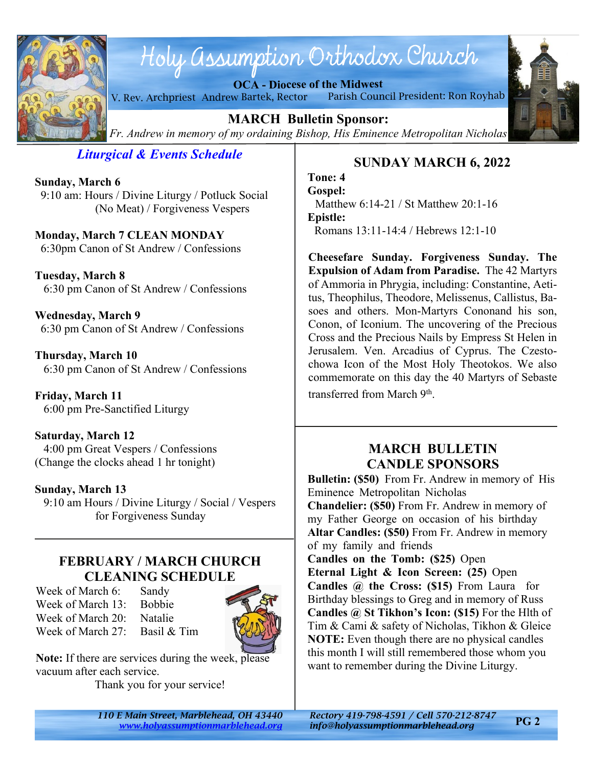# Holy Assumption Orthodox Church

**OCA - Diocese of the Midwest**

V. Rev. Archpriest Andrew Bartek, Rector — Parish Council President: Ron Royhab

## MARCH Bulletin Sponsor:

*Fr. Andrew in memory of my ordaining Bishop, His Eminence Metropolitan Nicholas*

## *Liturgical & Events Schedule*

**Sunday, March 6**
9:10 am: Hours / Divine Liturgy / Potluck Social (No Meat) / Forgiveness Vespers

**Monday, March 7 CLEAN MONDAY**
6:30pm Canon of St Andrew / Confessions

**Tuesday, March 8**
6:30 pm Canon of St Andrew / Confessions

**Wednesday, March 9**
6:30 pm Canon of St Andrew / Confessions

**Thursday, March 10**
6:30 pm Canon of St Andrew / Confessions

**Friday, March 11**
6:00 pm Pre-Sanctified Liturgy

**Saturday, March 12**
4:00 pm Great Vespers / Confessions
(Change the clocks ahead 1 hr tonight)

**Sunday, March 13**
9:10 am Hours / Divine Liturgy / Social / Vespers for Forgiveness Sunday

## FEBRUARY / MARCH CHURCH CLEANING SCHEDULE

| | |
|---|---|
| Week of March 6: | Sandy |
| Week of March 13: | Bobbie |
| Week of March 20: | Natalie |
| Week of March 27: | Basil & Tim |

**Note:** If there are services during the week, please vacuum after each service.

Thank you for your service!

## SUNDAY MARCH 6, 2022

**Tone:** 4
**Gospel:**
Matthew 6:14-21 / St Matthew 20:1-16
**Epistle:**
Romans 13:11-14:4 / Hebrews 12:1-10

**Cheesefare Sunday. Forgiveness Sunday. The Expulsion of Adam from Paradise.** The 42 Martyrs of Ammoria in Phrygia, including: Constantine, Aetitus, Theophilus, Theodore, Melissenus, Callistus, Basoes and others. Mon-Martyrs Cononand his son, Conon, of Iconium. The uncovering of the Precious Cross and the Precious Nails by Empress St Helen in Jerusalem. Ven. Arcadius of Cyprus. The Czestochowa Icon of the Most Holy Theotokos. We also commemorate on this day the 40 Martyrs of Sebaste transferred from March 9th.

## MARCH BULLETIN CANDLE SPONSORS

**Bulletin: ($50)** From Fr. Andrew in memory of His Eminence Metropolitan Nicholas
**Chandelier: ($50)** From Fr. Andrew in memory of my Father George on occasion of his birthday
**Altar Candles: ($50)** From Fr. Andrew in memory of my family and friends
**Candles on the Tomb: ($25)** Open
**Eternal Light & Icon Screen: (25)** Open
**Candles @ the Cross: ($15)** From Laura for Birthday blessings to Greg and in memory of Russ
**Candles @ St Tikhon's Icon: ($15)** For the Hlth of Tim & Cami & safety of Nicholas, Tikhon & Gleice
**NOTE:** Even though there are no physical candles this month I will still remembered those whom you want to remember during the Divine Liturgy.

*110 E Main Street, Marblehead, OH 43440*
*www.holyassumptionmarblehead.org*
*Rectory 419-798-4591 / Cell 570-212-8747*
*info@holyassumptionmarblehead.org*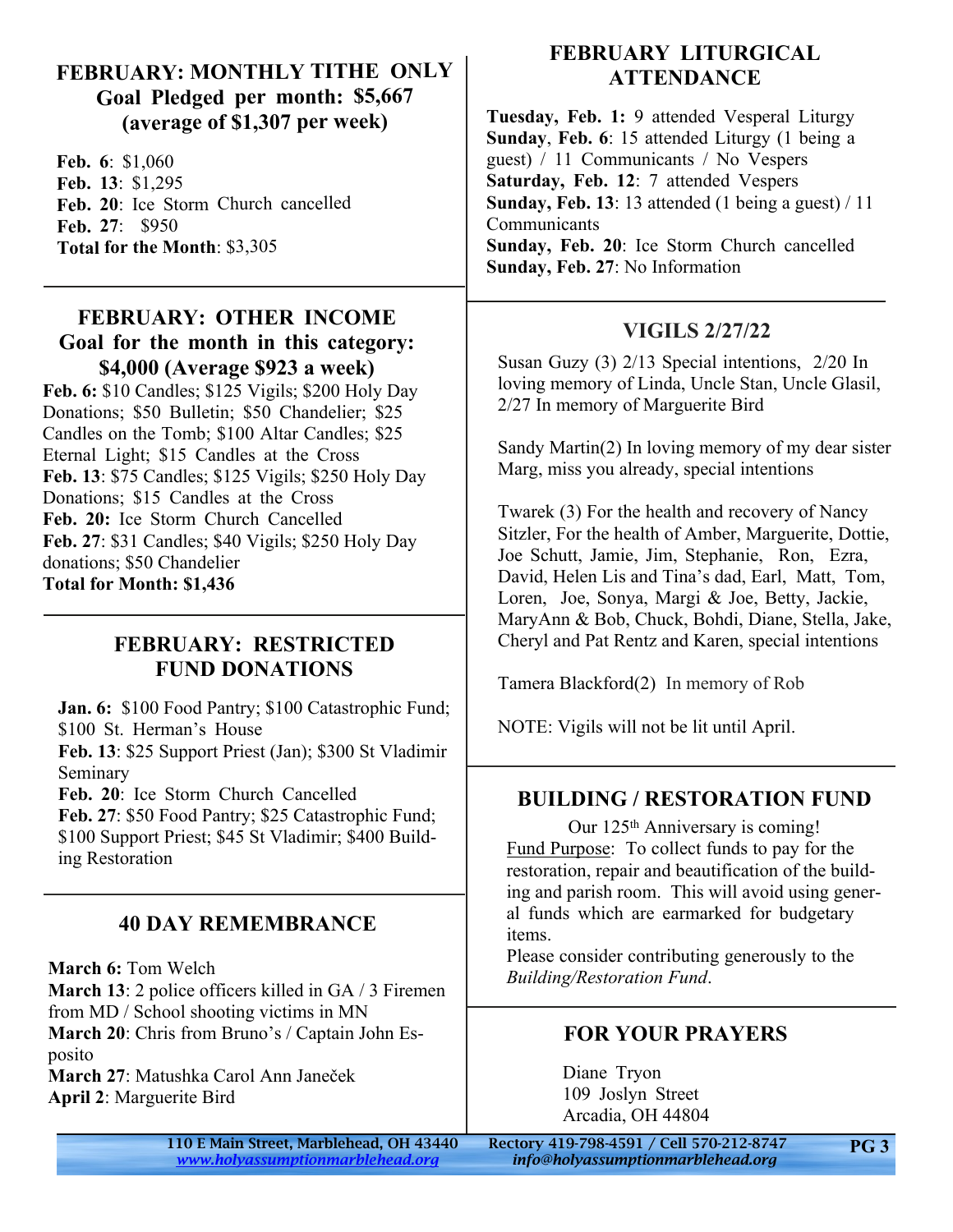## FEBRUARY: MONTHLY TITHE ONLY
## Goal Pledged per month: $5,667 (average of $1,307 per week)

**Feb. 6**: $1,060
**Feb. 13**: $1,295
**Feb. 20**: Ice Storm Church cancelled
**Feb. 27**: $950
**Total for the Month**: $3,305

## FEBRUARY: OTHER INCOME
## Goal for the month in this category: $4,000 (Average $923 a week)

**Feb. 6:** $10 Candles; $125 Vigils; $200 Holy Day Donations; $50 Bulletin; $50 Chandelier; $25 Candles on the Tomb; $100 Altar Candles; $25 Eternal Light; $15 Candles at the Cross
**Feb. 13**: $75 Candles; $125 Vigils; $250 Holy Day Donations; $15 Candles at the Cross
**Feb. 20:** Ice Storm Church Cancelled
**Feb. 27**: $31 Candles; $40 Vigils; $250 Holy Day donations; $50 Chandelier
**Total for Month: $1,436**

## FEBRUARY: RESTRICTED FUND DONATIONS

**Jan. 6:** $100 Food Pantry; $100 Catastrophic Fund; $100 St. Herman's House
**Feb. 13**: $25 Support Priest (Jan); $300 St Vladimir Seminary
**Feb. 20**: Ice Storm Church Cancelled
**Feb. 27**: $50 Food Pantry; $25 Catastrophic Fund; $100 Support Priest; $45 St Vladimir; $400 Building Restoration

## 40 DAY REMEMBRANCE

**March 6:** Tom Welch
**March 13**: 2 police officers killed in GA / 3 Firemen from MD / School shooting victims in MN
**March 20**: Chris from Bruno's / Captain John Esposito
**March 27**: Matushka Carol Ann Janeček
**April 2**: Marguerite Bird

## FEBRUARY LITURGICAL ATTENDANCE

**Tuesday, Feb. 1:** 9 attended Vesperal Liturgy
**Sunday**, **Feb. 6**: 15 attended Liturgy (1 being a guest) / 11 Communicants / No Vespers
**Saturday, Feb. 12**: 7 attended Vespers
**Sunday, Feb. 13**: 13 attended (1 being a guest) / 11 Communicants
**Sunday, Feb. 20**: Ice Storm Church cancelled
**Sunday, Feb. 27**: No Information

## VIGILS 2/27/22

Susan Guzy (3) 2/13 Special intentions, 2/20 In loving memory of Linda, Uncle Stan, Uncle Glasil, 2/27 In memory of Marguerite Bird

Sandy Martin(2) In loving memory of my dear sister Marg, miss you already, special intentions

Twarek (3) For the health and recovery of Nancy Sitzler, For the health of Amber, Marguerite, Dottie, Joe Schutt, Jamie, Jim, Stephanie, Ron, Ezra, David, Helen Lis and Tina's dad, Earl, Matt, Tom, Loren, Joe, Sonya, Margi & Joe, Betty, Jackie, MaryAnn & Bob, Chuck, Bohdi, Diane, Stella, Jake, Cheryl and Pat Rentz and Karen, special intentions

Tamera Blackford(2) In memory of Rob

NOTE: Vigils will not be lit until April.

## BUILDING / RESTORATION FUND

Our 125th Anniversary is coming!

Fund Purpose: To collect funds to pay for the restoration, repair and beautification of the building and parish room. This will avoid using general funds which are earmarked for budgetary items.

Please consider contributing generously to the *Building/Restoration Fund*.

## FOR YOUR PRAYERS

Diane Tryon
109 Joslyn Street
Arcadia, OH 44804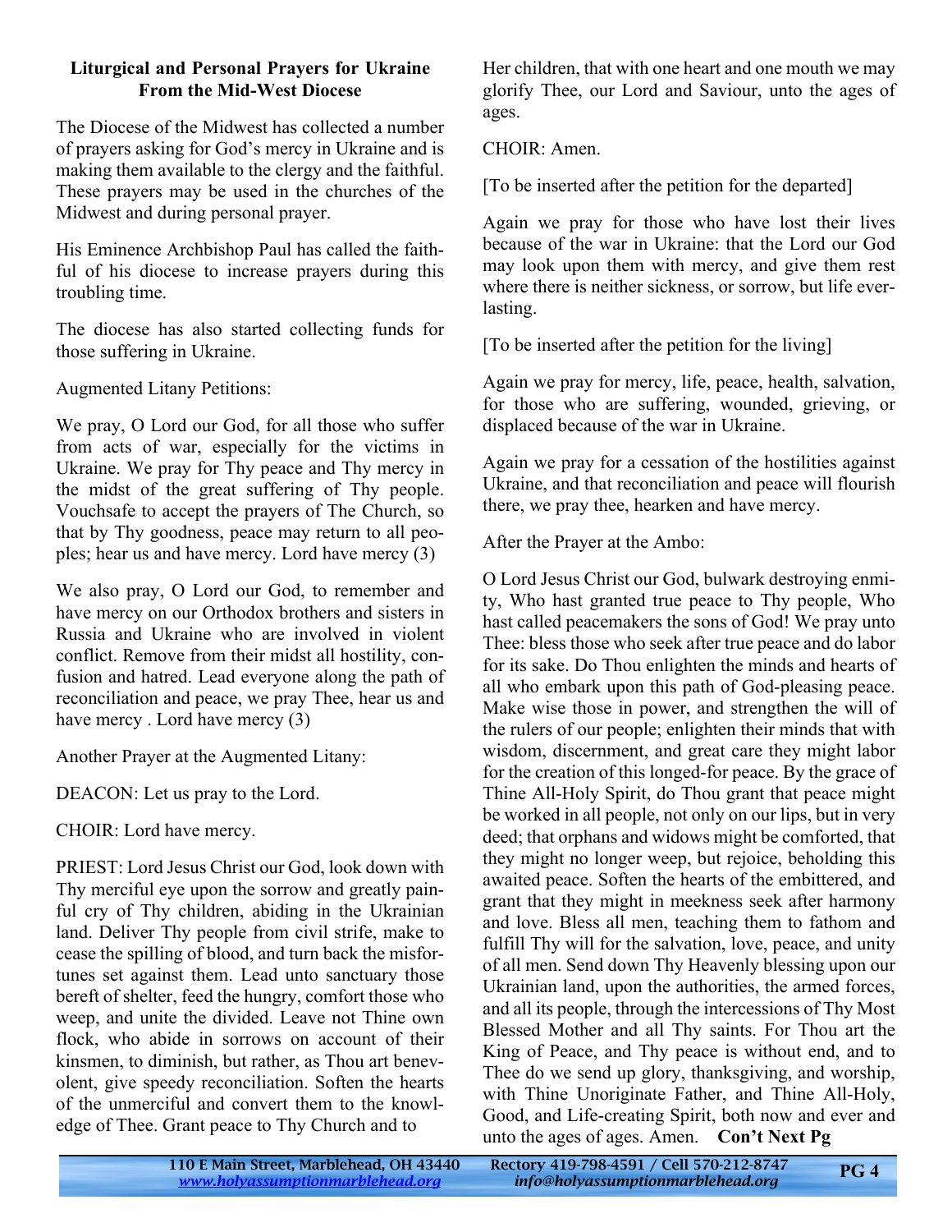**Liturgical and Personal Prayers for Ukraine From the Mid-West Diocese**

The Diocese of the Midwest has collected a number of prayers asking for God's mercy in Ukraine and is making them available to the clergy and the faithful. These prayers may be used in the churches of the Midwest and during personal prayer.

His Eminence Archbishop Paul has called the faithful of his diocese to increase prayers during this troubling time.

The diocese has also started collecting funds for those suffering in Ukraine.

Augmented Litany Petitions:

We pray, O Lord our God, for all those who suffer from acts of war, especially for the victims in Ukraine. We pray for Thy peace and Thy mercy in the midst of the great suffering of Thy people. Vouchsafe to accept the prayers of The Church, so that by Thy goodness, peace may return to all peoples; hear us and have mercy. Lord have mercy (3)

We also pray, O Lord our God, to remember and have mercy on our Orthodox brothers and sisters in Russia and Ukraine who are involved in violent conflict. Remove from their midst all hostility, confusion and hatred. Lead everyone along the path of reconciliation and peace, we pray Thee, hear us and have mercy . Lord have mercy (3)

Another Prayer at the Augmented Litany:

DEACON: Let us pray to the Lord.

CHOIR: Lord have mercy.

PRIEST: Lord Jesus Christ our God, look down with Thy merciful eye upon the sorrow and greatly painful cry of Thy children, abiding in the Ukrainian land. Deliver Thy people from civil strife, make to cease the spilling of blood, and turn back the misfortunes set against them. Lead unto sanctuary those bereft of shelter, feed the hungry, comfort those who weep, and unite the divided. Leave not Thine own flock, who abide in sorrows on account of their kinsmen, to diminish, but rather, as Thou art benevolent, give speedy reconciliation. Soften the hearts of the unmerciful and convert them to the knowledge of Thee. Grant peace to Thy Church and to Her children, that with one heart and one mouth we may glorify Thee, our Lord and Saviour, unto the ages of ages.

CHOIR: Amen.

[To be inserted after the petition for the departed]

Again we pray for those who have lost their lives because of the war in Ukraine: that the Lord our God may look upon them with mercy, and give them rest where there is neither sickness, or sorrow, but life everlasting.

[To be inserted after the petition for the living]

Again we pray for mercy, life, peace, health, salvation, for those who are suffering, wounded, grieving, or displaced because of the war in Ukraine.

Again we pray for a cessation of the hostilities against Ukraine, and that reconciliation and peace will flourish there, we pray thee, hearken and have mercy.

After the Prayer at the Ambo:

O Lord Jesus Christ our God, bulwark destroying enmity, Who hast granted true peace to Thy people, Who hast called peacemakers the sons of God! We pray unto Thee: bless those who seek after true peace and do labor for its sake. Do Thou enlighten the minds and hearts of all who embark upon this path of God-pleasing peace. Make wise those in power, and strengthen the will of the rulers of our people; enlighten their minds that with wisdom, discernment, and great care they might labor for the creation of this longed-for peace. By the grace of Thine All-Holy Spirit, do Thou grant that peace might be worked in all people, not only on our lips, but in very deed; that orphans and widows might be comforted, that they might no longer weep, but rejoice, beholding this awaited peace. Soften the hearts of the embittered, and grant that they might in meekness seek after harmony and love. Bless all men, teaching them to fathom and fulfill Thy will for the salvation, love, peace, and unity of all men. Send down Thy Heavenly blessing upon our Ukrainian land, upon the authorities, the armed forces, and all its people, through the intercessions of Thy Most Blessed Mother and all Thy saints. For Thou art the King of Peace, and Thy peace is without end, and to Thee do we send up glory, thanksgiving, and worship, with Thine Unoriginate Father, and Thine All-Holy, Good, and Life-creating Spirit, both now and ever and unto the ages of ages. Amen. **Con't Next Pg**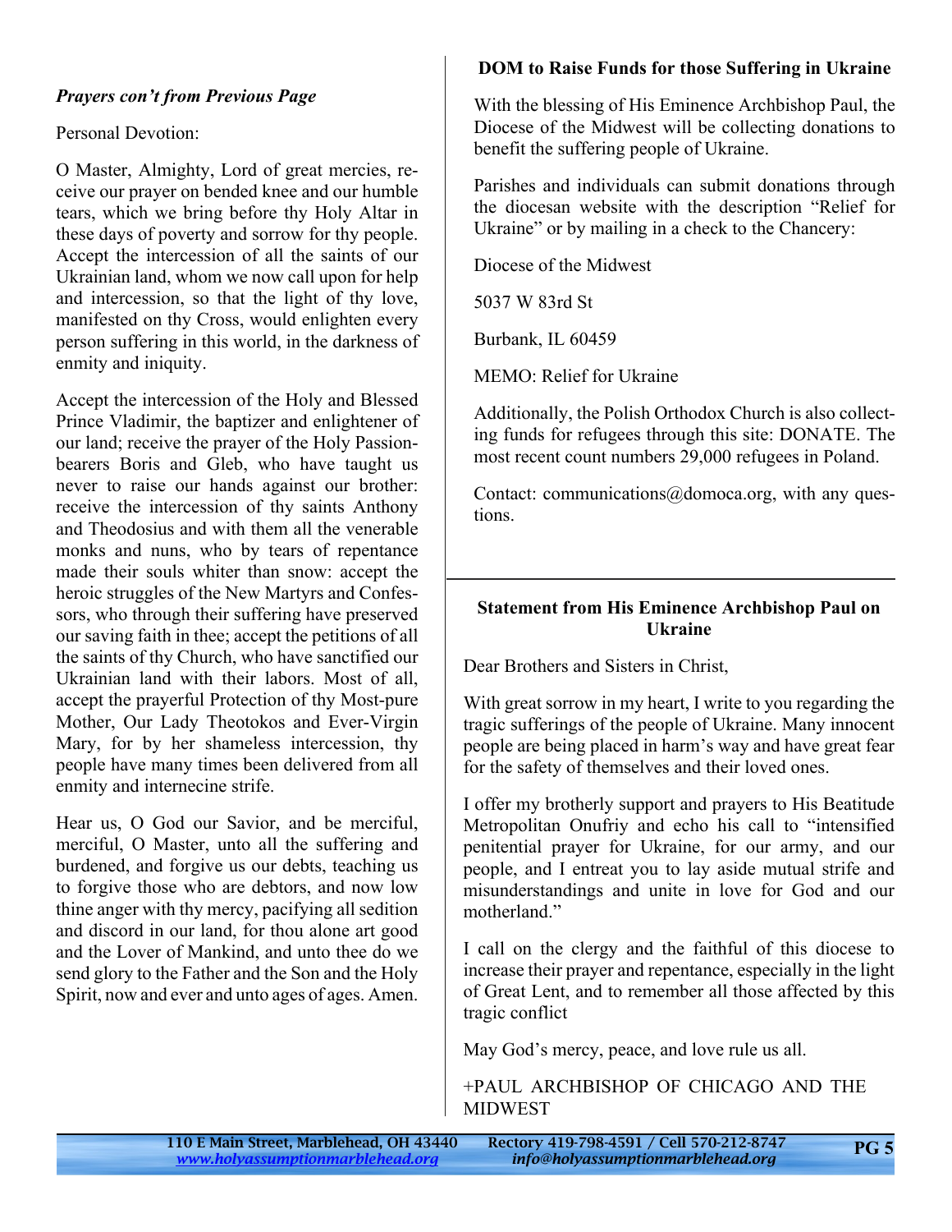***Prayers con't from Previous Page***

Personal Devotion:

O Master, Almighty, Lord of great mercies, receive our prayer on bended knee and our humble tears, which we bring before thy Holy Altar in these days of poverty and sorrow for thy people. Accept the intercession of all the saints of our Ukrainian land, whom we now call upon for help and intercession, so that the light of thy love, manifested on thy Cross, would enlighten every person suffering in this world, in the darkness of enmity and iniquity.

Accept the intercession of the Holy and Blessed Prince Vladimir, the baptizer and enlightener of our land; receive the prayer of the Holy Passion-bearers Boris and Gleb, who have taught us never to raise our hands against our brother: receive the intercession of thy saints Anthony and Theodosius and with them all the venerable monks and nuns, who by tears of repentance made their souls whiter than snow: accept the heroic struggles of the New Martyrs and Confessors, who through their suffering have preserved our saving faith in thee; accept the petitions of all the saints of thy Church, who have sanctified our Ukrainian land with their labors. Most of all, accept the prayerful Protection of thy Most-pure Mother, Our Lady Theotokos and Ever-Virgin Mary, for by her shameless intercession, thy people have many times been delivered from all enmity and internecine strife.

Hear us, O God our Savior, and be merciful, merciful, O Master, unto all the suffering and burdened, and forgive us our debts, teaching us to forgive those who are debtors, and now low thine anger with thy mercy, pacifying all sedition and discord in our land, for thou alone art good and the Lover of Mankind, and unto thee do we send glory to the Father and the Son and the Holy Spirit, now and ever and unto ages of ages. Amen.

**DOM to Raise Funds for those Suffering in Ukraine**

With the blessing of His Eminence Archbishop Paul, the Diocese of the Midwest will be collecting donations to benefit the suffering people of Ukraine.

Parishes and individuals can submit donations through the diocesan website with the description "Relief for Ukraine" or by mailing in a check to the Chancery:

Diocese of the Midwest

5037 W 83rd St

Burbank, IL 60459

MEMO: Relief for Ukraine

Additionally, the Polish Orthodox Church is also collecting funds for refugees through this site: DONATE. The most recent count numbers 29,000 refugees in Poland.

Contact: communications@domoca.org, with any questions.

---

**Statement from His Eminence Archbishop Paul on Ukraine**

Dear Brothers and Sisters in Christ,

With great sorrow in my heart, I write to you regarding the tragic sufferings of the people of Ukraine. Many innocent people are being placed in harm's way and have great fear for the safety of themselves and their loved ones.

I offer my brotherly support and prayers to His Beatitude Metropolitan Onufriy and echo his call to "intensified penitential prayer for Ukraine, for our army, and our people, and I entreat you to lay aside mutual strife and misunderstandings and unite in love for God and our motherland."

I call on the clergy and the faithful of this diocese to increase their prayer and repentance, especially in the light of Great Lent, and to remember all those affected by this tragic conflict

May God's mercy, peace, and love rule us all.

+PAUL ARCHBISHOP OF CHICAGO AND THE MIDWEST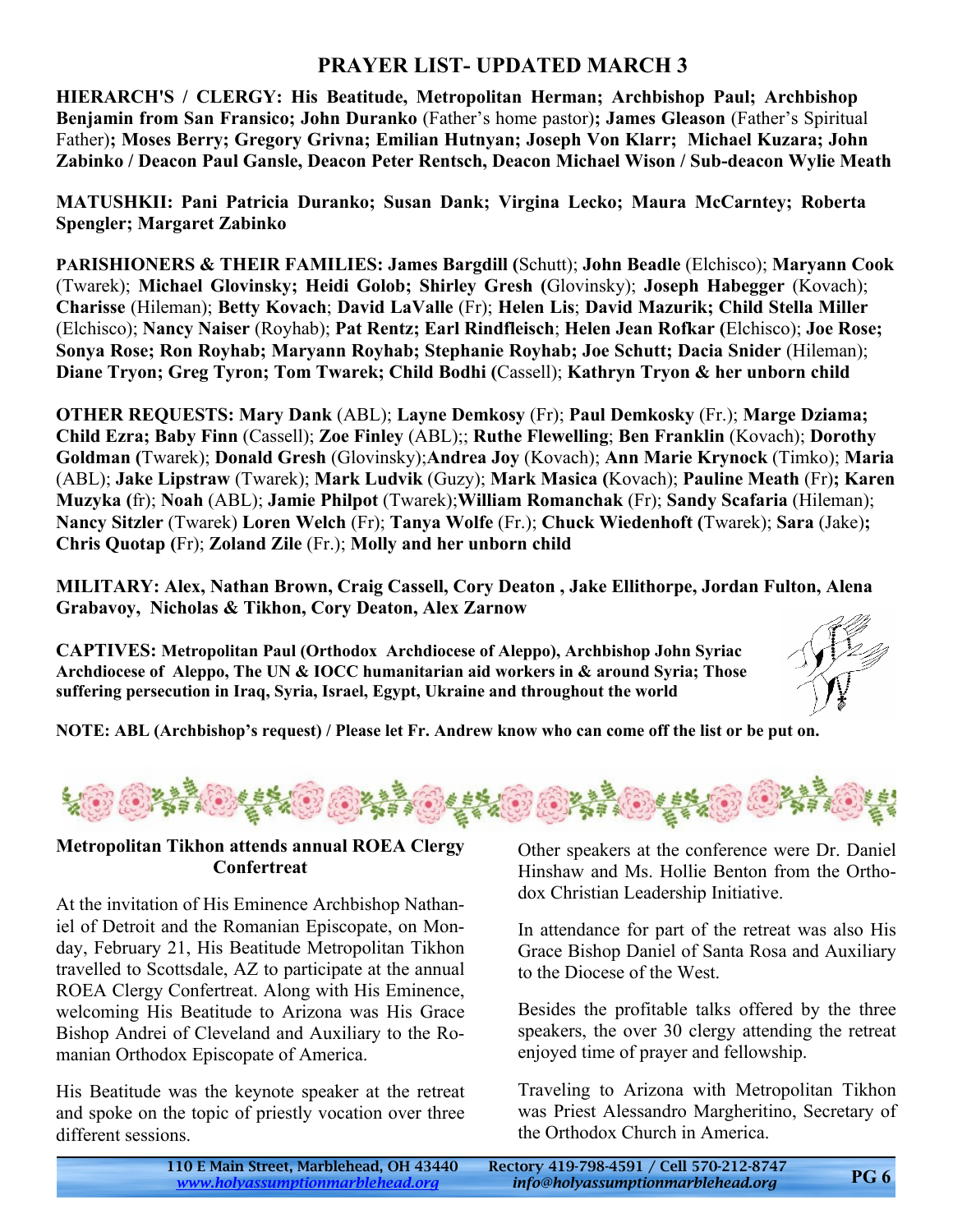## PRAYER LIST- UPDATED MARCH 3

**HIERARCH'S / CLERGY: His Beatitude, Metropolitan Herman; Archbishop Paul; Archbishop Benjamin from San Fransico; John Duranko** (Father's home pastor)**; James Gleason** (Father's Spiritual Father)**; Moses Berry; Gregory Grivna; Emilian Hutnyan; Joseph Von Klarr; Michael Kuzara; John Zabinko / Deacon Paul Gansle, Deacon Peter Rentsch, Deacon Michael Wison / Sub-deacon Wylie Meath**

**MATUSHKII: Pani Patricia Duranko; Susan Dank; Virgina Lecko; Maura McCarntey; Roberta Spengler; Margaret Zabinko**

**PARISHIONERS & THEIR FAMILIES: James Bargdill (**Schutt); **John Beadle** (Elchisco); **Maryann Cook** (Twarek); **Michael Glovinsky; Heidi Golob; Shirley Gresh (**Glovinsky); **Joseph Habegger** (Kovach); **Charisse** (Hileman); **Betty Kovach**; **David LaValle** (Fr); **Helen Lis**; **David Mazurik; Child Stella Miller** (Elchisco); **Nancy Naiser** (Royhab); **Pat Rentz; Earl Rindfleisch**; **Helen Jean Rofkar (**Elchisco); **Joe Rose; Sonya Rose; Ron Royhab; Maryann Royhab; Stephanie Royhab; Joe Schutt; Dacia Snider** (Hileman); **Diane Tryon; Greg Tyron; Tom Twarek; Child Bodhi (**Cassell); **Kathryn Tryon & her unborn child**

**OTHER REQUESTS: Mary Dank** (ABL); **Layne Demkosy** (Fr); **Paul Demkosky** (Fr.); **Marge Dziama; Child Ezra; Baby Finn** (Cassell); **Zoe Finley** (ABL);; **Ruthe Flewelling**; **Ben Franklin** (Kovach); **Dorothy Goldman (**Twarek); **Donald Gresh** (Glovinsky);**Andrea Joy** (Kovach); **Ann Marie Krynock** (Timko); **Maria** (ABL); **Jake Lipstraw** (Twarek); **Mark Ludvik** (Guzy); **Mark Masica (**Kovach); **Pauline Meath** (Fr)**; Karen Muzyka (**fr); **Noah** (ABL); **Jamie Philpot** (Twarek);**William Romanchak** (Fr); **Sandy Scafaria** (Hileman); **Nancy Sitzler** (Twarek) **Loren Welch** (Fr); **Tanya Wolfe** (Fr.); **Chuck Wiedenhoft (**Twarek); **Sara** (Jake)**; Chris Quotap (**Fr); **Zoland Zile** (Fr.); **Molly and her unborn child**

**MILITARY: Alex, Nathan Brown, Craig Cassell, Cory Deaton , Jake Ellithorpe, Jordan Fulton, Alena Grabavoy, Nicholas & Tikhon, Cory Deaton, Alex Zarnow**

**CAPTIVES: Metropolitan Paul (Orthodox Archdiocese of Aleppo), Archbishop John Syriac Archdiocese of Aleppo, The UN & IOCC humanitarian aid workers in & around Syria; Those suffering persecution in Iraq, Syria, Israel, Egypt, Ukraine and throughout the world**

**NOTE: ABL (Archbishop's request) / Please let Fr. Andrew know who can come off the list or be put on.**

### Metropolitan Tikhon attends annual ROEA Clergy Confertreat

At the invitation of His Eminence Archbishop Nathaniel of Detroit and the Romanian Episcopate, on Monday, February 21, His Beatitude Metropolitan Tikhon travelled to Scottsdale, AZ to participate at the annual ROEA Clergy Confertreat. Along with His Eminence, welcoming His Beatitude to Arizona was His Grace Bishop Andrei of Cleveland and Auxiliary to the Romanian Orthodox Episcopate of America.

His Beatitude was the keynote speaker at the retreat and spoke on the topic of priestly vocation over three different sessions.

Other speakers at the conference were Dr. Daniel Hinshaw and Ms. Hollie Benton from the Orthodox Christian Leadership Initiative.

In attendance for part of the retreat was also His Grace Bishop Daniel of Santa Rosa and Auxiliary to the Diocese of the West.

Besides the profitable talks offered by the three speakers, the over 30 clergy attending the retreat enjoyed time of prayer and fellowship.

Traveling to Arizona with Metropolitan Tikhon was Priest Alessandro Margheritino, Secretary of the Orthodox Church in America.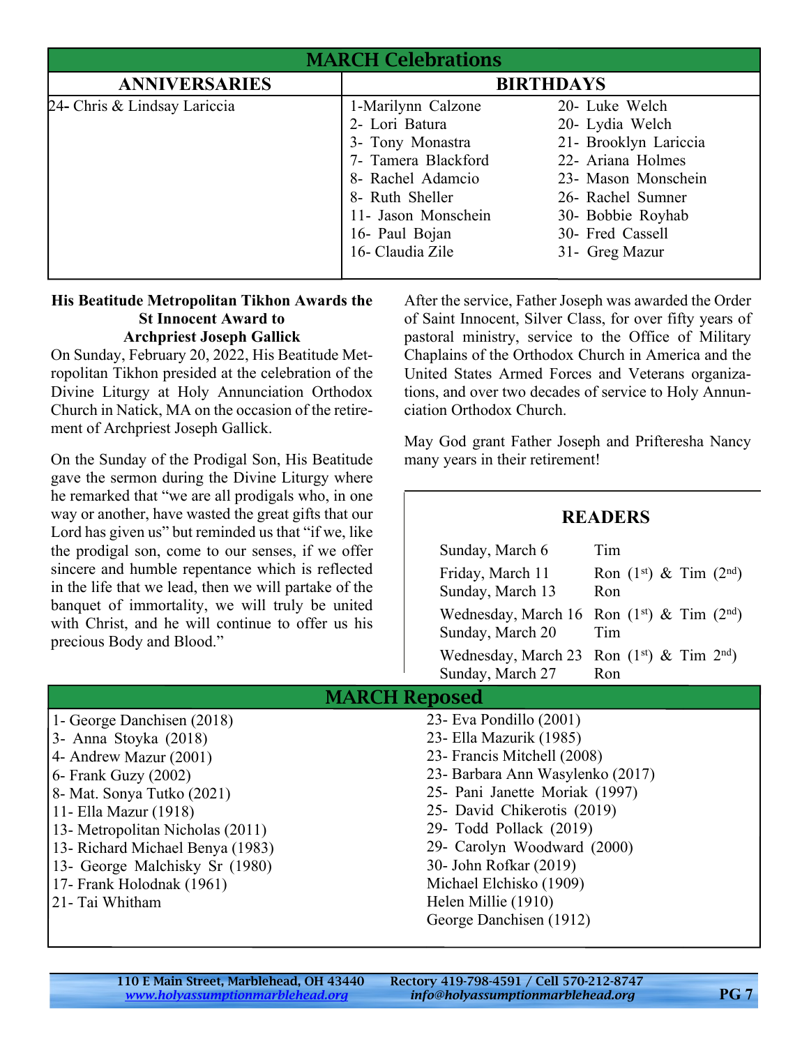## MARCH Celebrations

| ANNIVERSARIES | BIRTHDAYS | |
|---|---|---|
| 24- Chris & Lindsay Lariccia | 1-Marilynn Calzone | 20- Luke Welch |
| | 2- Lori Batura | 20- Lydia Welch |
| | 3- Tony Monastra | 21- Brooklyn Lariccia |
| | 7- Tamera Blackford | 22- Ariana Holmes |
| | 8- Rachel Adamcio | 23- Mason Monschein |
| | 8- Ruth Sheller | 26- Rachel Sumner |
| | 11- Jason Monschein | 30- Bobbie Royhab |
| | 16- Paul Bojan | 30- Fred Cassell |
| | 16- Claudia Zile | 31- Greg Mazur |

**His Beatitude Metropolitan Tikhon Awards the St Innocent Award to Archpriest Joseph Gallick**

On Sunday, February 20, 2022, His Beatitude Metropolitan Tikhon presided at the celebration of the Divine Liturgy at Holy Annunciation Orthodox Church in Natick, MA on the occasion of the retirement of Archpriest Joseph Gallick.

On the Sunday of the Prodigal Son, His Beatitude gave the sermon during the Divine Liturgy where he remarked that "we are all prodigals who, in one way or another, have wasted the great gifts that our Lord has given us" but reminded us that "if we, like the prodigal son, come to our senses, if we offer sincere and humble repentance which is reflected in the life that we lead, then we will partake of the banquet of immortality, we will truly be united with Christ, and he will continue to offer us his precious Body and Blood."

After the service, Father Joseph was awarded the Order of Saint Innocent, Silver Class, for over fifty years of pastoral ministry, service to the Office of Military Chaplains of the Orthodox Church in America and the United States Armed Forces and Veterans organizations, and over two decades of service to Holy Annunciation Orthodox Church.

May God grant Father Joseph and Prifteresha Nancy many years in their retirement!

### READERS

| | |
|---|---|
| Sunday, March 6 | Tim |
| Friday, March 11 | Ron (1st) & Tim (2nd) |
| Sunday, March 13 | Ron |
| Wednesday, March 16 | Ron (1st) & Tim (2nd) |
| Sunday, March 20 | Tim |
| Wednesday, March 23 | Ron (1st) & Tim 2nd) |
| Sunday, March 27 | Ron |

## MARCH Reposed

| | |
|---|---|
| 1- George Danchisen (2018) | 23- Eva Pondillo (2001) |
| 3- Anna Stoyka (2018) | 23- Ella Mazurik (1985) |
| 4- Andrew Mazur (2001) | 23- Francis Mitchell (2008) |
| 6- Frank Guzy (2002) | 23- Barbara Ann Wasylenko (2017) |
| 8- Mat. Sonya Tutko (2021) | 25- Pani Janette Moriak (1997) |
| 11- Ella Mazur (1918) | 25- David Chikerotis (2019) |
| 13- Metropolitan Nicholas (2011) | 29- Todd Pollack (2019) |
| 13- Richard Michael Benya (1983) | 29- Carolyn Woodward (2000) |
| 13- George Malchisky Sr (1980) | 30- John Rofkar (2019) |
| 17- Frank Holodnak (1961) | Michael Elchisko (1909) |
| 21- Tai Whitham | Helen Millie (1910) |
| | George Danchisen (1912) |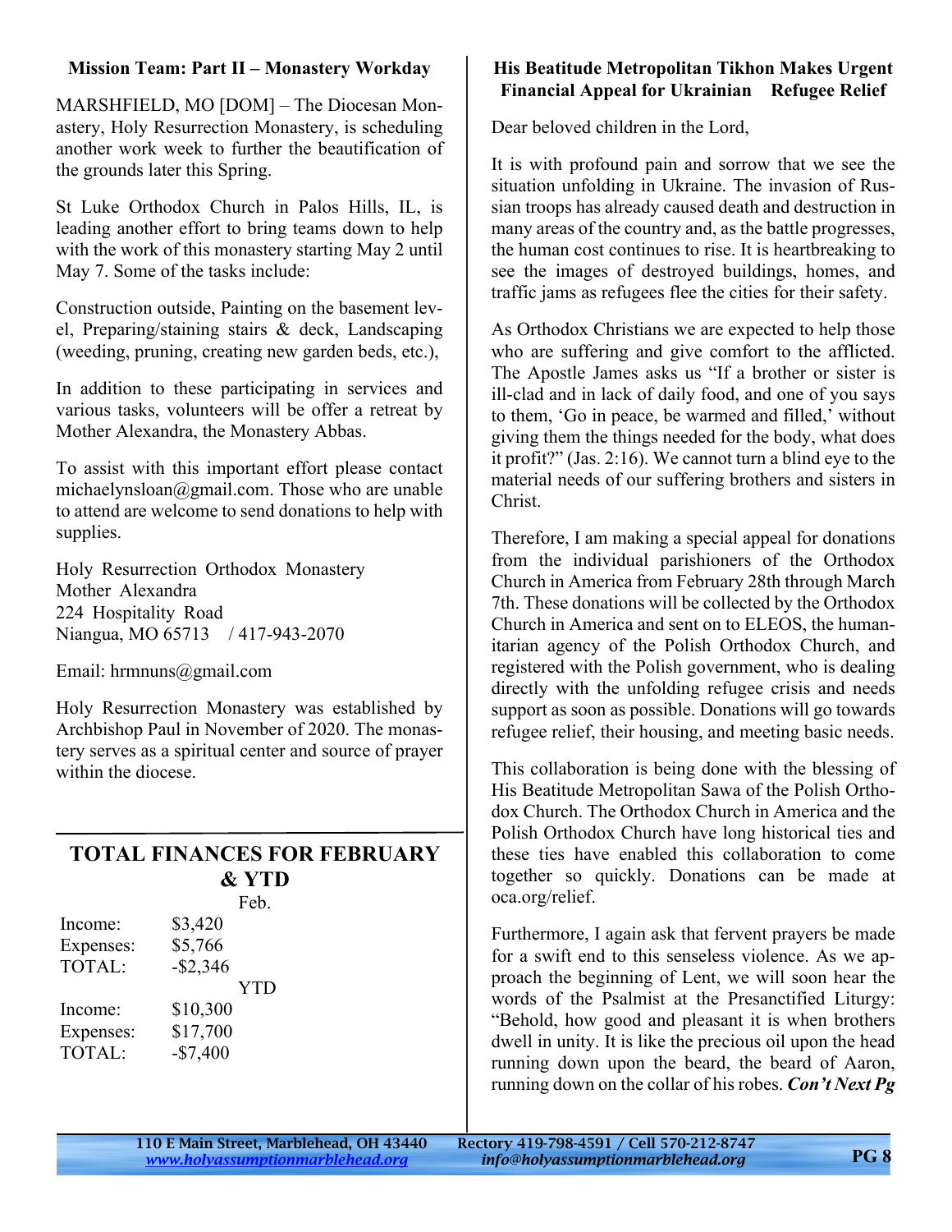### Mission Team: Part II – Monastery Workday

MARSHFIELD, MO [DOM] – The Diocesan Monastery, Holy Resurrection Monastery, is scheduling another work week to further the beautification of the grounds later this Spring.

St Luke Orthodox Church in Palos Hills, IL, is leading another effort to bring teams down to help with the work of this monastery starting May 2 until May 7. Some of the tasks include:

Construction outside, Painting on the basement level, Preparing/staining stairs & deck, Landscaping (weeding, pruning, creating new garden beds, etc.),

In addition to these participating in services and various tasks, volunteers will be offer a retreat by Mother Alexandra, the Monastery Abbas.

To assist with this important effort please contact michaelynsloan@gmail.com. Those who are unable to attend are welcome to send donations to help with supplies.

Holy Resurrection Orthodox Monastery
Mother Alexandra
224 Hospitality Road
Niangua, MO 65713 / 417-943-2070

Email: hrmnuns@gmail.com

Holy Resurrection Monastery was established by Archbishop Paul in November of 2020. The monastery serves as a spiritual center and source of prayer within the diocese.

## TOTAL FINANCES FOR FEBRUARY & YTD

| | Feb. |
|---|---|
| Income: | $3,420 |
| Expenses: | $5,766 |
| TOTAL: | -$2,346 |
| | **YTD** |
| Income: | $10,300 |
| Expenses: | $17,700 |
| TOTAL: | -$7,400 |

### His Beatitude Metropolitan Tikhon Makes Urgent Financial Appeal for Ukrainian Refugee Relief

Dear beloved children in the Lord,

It is with profound pain and sorrow that we see the situation unfolding in Ukraine. The invasion of Russian troops has already caused death and destruction in many areas of the country and, as the battle progresses, the human cost continues to rise. It is heartbreaking to see the images of destroyed buildings, homes, and traffic jams as refugees flee the cities for their safety.

As Orthodox Christians we are expected to help those who are suffering and give comfort to the afflicted. The Apostle James asks us "If a brother or sister is ill-clad and in lack of daily food, and one of you says to them, 'Go in peace, be warmed and filled,' without giving them the things needed for the body, what does it profit?" (Jas. 2:16). We cannot turn a blind eye to the material needs of our suffering brothers and sisters in Christ.

Therefore, I am making a special appeal for donations from the individual parishioners of the Orthodox Church in America from February 28th through March 7th. These donations will be collected by the Orthodox Church in America and sent on to ELEOS, the humanitarian agency of the Polish Orthodox Church, and registered with the Polish government, who is dealing directly with the unfolding refugee crisis and needs support as soon as possible. Donations will go towards refugee relief, their housing, and meeting basic needs.

This collaboration is being done with the blessing of His Beatitude Metropolitan Sawa of the Polish Orthodox Church. The Orthodox Church in America and the Polish Orthodox Church have long historical ties and these ties have enabled this collaboration to come together so quickly. Donations can be made at oca.org/relief.

Furthermore, I again ask that fervent prayers be made for a swift end to this senseless violence. As we approach the beginning of Lent, we will soon hear the words of the Psalmist at the Presanctified Liturgy: "Behold, how good and pleasant it is when brothers dwell in unity. It is like the precious oil upon the head running down upon the beard, the beard of Aaron, running down on the collar of his robes. ***Con't Next Pg***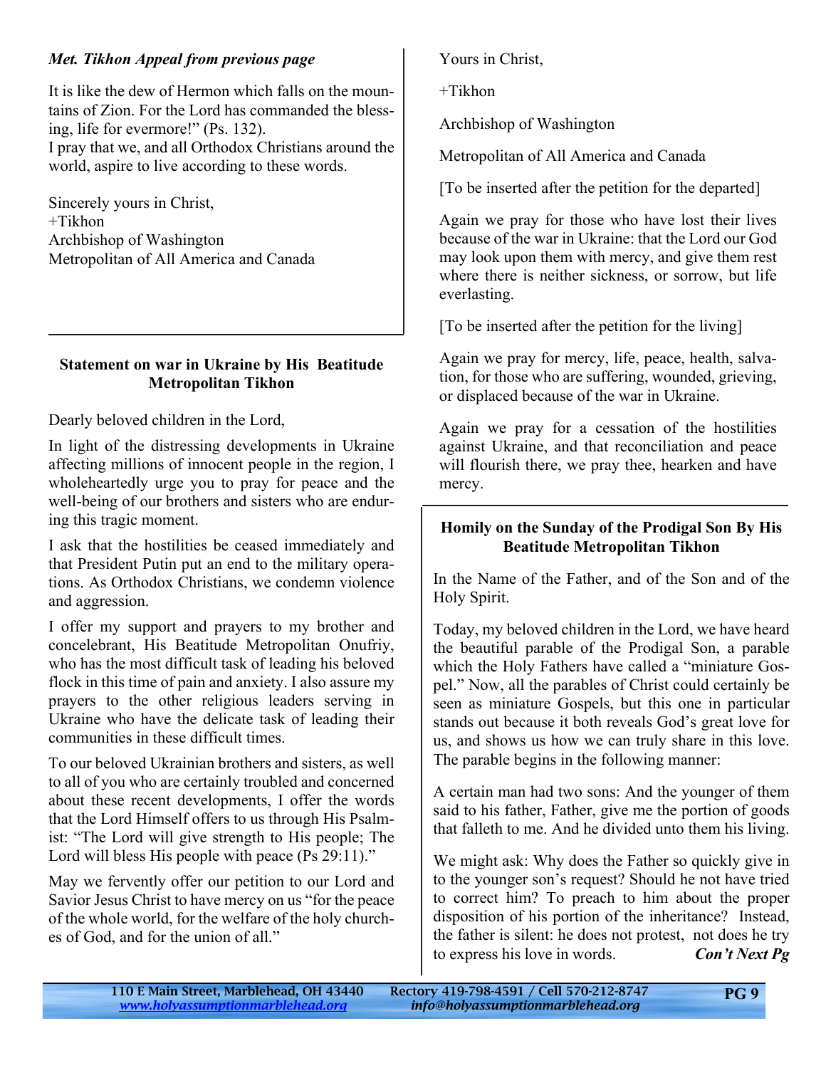***Met. Tikhon Appeal from previous page***

It is like the dew of Hermon which falls on the mountains of Zion. For the Lord has commanded the blessing, life for evermore!" (Ps. 132).
I pray that we, and all Orthodox Christians around the world, aspire to live according to these words.

Sincerely yours in Christ,
+Tikhon
Archbishop of Washington
Metropolitan of All America and Canada

**Statement on war in Ukraine by His Beatitude Metropolitan Tikhon**

Dearly beloved children in the Lord,

In light of the distressing developments in Ukraine affecting millions of innocent people in the region, I wholeheartedly urge you to pray for peace and the well-being of our brothers and sisters who are enduring this tragic moment.

I ask that the hostilities be ceased immediately and that President Putin put an end to the military operations. As Orthodox Christians, we condemn violence and aggression.

I offer my support and prayers to my brother and concelebrant, His Beatitude Metropolitan Onufriy, who has the most difficult task of leading his beloved flock in this time of pain and anxiety. I also assure my prayers to the other religious leaders serving in Ukraine who have the delicate task of leading their communities in these difficult times.

To our beloved Ukrainian brothers and sisters, as well to all of you who are certainly troubled and concerned about these recent developments, I offer the words that the Lord Himself offers to us through His Psalmist: "The Lord will give strength to His people; The Lord will bless His people with peace (Ps 29:11)."

May we fervently offer our petition to our Lord and Savior Jesus Christ to have mercy on us "for the peace of the whole world, for the welfare of the holy churches of God, and for the union of all."

Yours in Christ,

+Tikhon

Archbishop of Washington

Metropolitan of All America and Canada

[To be inserted after the petition for the departed]

Again we pray for those who have lost their lives because of the war in Ukraine: that the Lord our God may look upon them with mercy, and give them rest where there is neither sickness, or sorrow, but life everlasting.

[To be inserted after the petition for the living]

Again we pray for mercy, life, peace, health, salvation, for those who are suffering, wounded, grieving, or displaced because of the war in Ukraine.

Again we pray for a cessation of the hostilities against Ukraine, and that reconciliation and peace will flourish there, we pray thee, hearken and have mercy.

**Homily on the Sunday of the Prodigal Son By His Beatitude Metropolitan Tikhon**

In the Name of the Father, and of the Son and of the Holy Spirit.

Today, my beloved children in the Lord, we have heard the beautiful parable of the Prodigal Son, a parable which the Holy Fathers have called a "miniature Gospel." Now, all the parables of Christ could certainly be seen as miniature Gospels, but this one in particular stands out because it both reveals God's great love for us, and shows us how we can truly share in this love. The parable begins in the following manner:

A certain man had two sons: And the younger of them said to his father, Father, give me the portion of goods that falleth to me. And he divided unto them his living.

We might ask: Why does the Father so quickly give in to the younger son's request? Should he not have tried to correct him? To preach to him about the proper disposition of his portion of the inheritance? Instead, the father is silent: he does not protest, not does he try to express his love in words. ***Con't Next Pg***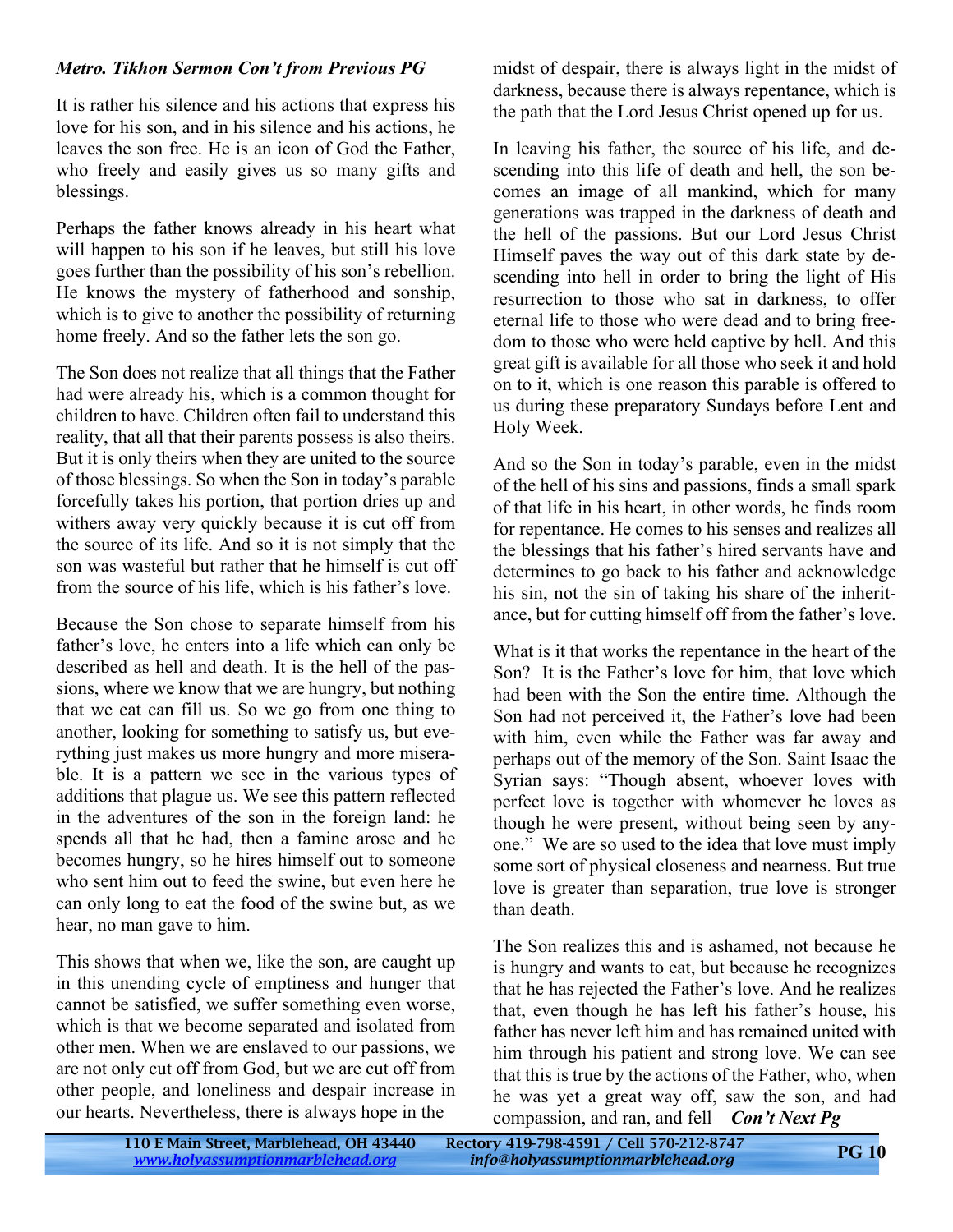***Metro. Tikhon Sermon Con't from Previous PG***

It is rather his silence and his actions that express his love for his son, and in his silence and his actions, he leaves the son free. He is an icon of God the Father, who freely and easily gives us so many gifts and blessings.

Perhaps the father knows already in his heart what will happen to his son if he leaves, but still his love goes further than the possibility of his son's rebellion. He knows the mystery of fatherhood and sonship, which is to give to another the possibility of returning home freely. And so the father lets the son go.

The Son does not realize that all things that the Father had were already his, which is a common thought for children to have. Children often fail to understand this reality, that all that their parents possess is also theirs. But it is only theirs when they are united to the source of those blessings. So when the Son in today's parable forcefully takes his portion, that portion dries up and withers away very quickly because it is cut off from the source of its life. And so it is not simply that the son was wasteful but rather that he himself is cut off from the source of his life, which is his father's love.

Because the Son chose to separate himself from his father's love, he enters into a life which can only be described as hell and death. It is the hell of the passions, where we know that we are hungry, but nothing that we eat can fill us. So we go from one thing to another, looking for something to satisfy us, but everything just makes us more hungry and more miserable. It is a pattern we see in the various types of additions that plague us. We see this pattern reflected in the adventures of the son in the foreign land: he spends all that he had, then a famine arose and he becomes hungry, so he hires himself out to someone who sent him out to feed the swine, but even here he can only long to eat the food of the swine but, as we hear, no man gave to him.

This shows that when we, like the son, are caught up in this unending cycle of emptiness and hunger that cannot be satisfied, we suffer something even worse, which is that we become separated and isolated from other men. When we are enslaved to our passions, we are not only cut off from God, but we are cut off from other people, and loneliness and despair increase in our hearts. Nevertheless, there is always hope in the midst of despair, there is always light in the midst of darkness, because there is always repentance, which is the path that the Lord Jesus Christ opened up for us.

In leaving his father, the source of his life, and descending into this life of death and hell, the son becomes an image of all mankind, which for many generations was trapped in the darkness of death and the hell of the passions. But our Lord Jesus Christ Himself paves the way out of this dark state by descending into hell in order to bring the light of His resurrection to those who sat in darkness, to offer eternal life to those who were dead and to bring freedom to those who were held captive by hell. And this great gift is available for all those who seek it and hold on to it, which is one reason this parable is offered to us during these preparatory Sundays before Lent and Holy Week.

And so the Son in today's parable, even in the midst of the hell of his sins and passions, finds a small spark of that life in his heart, in other words, he finds room for repentance. He comes to his senses and realizes all the blessings that his father's hired servants have and determines to go back to his father and acknowledge his sin, not the sin of taking his share of the inheritance, but for cutting himself off from the father's love.

What is it that works the repentance in the heart of the Son? It is the Father's love for him, that love which had been with the Son the entire time. Although the Son had not perceived it, the Father's love had been with him, even while the Father was far away and perhaps out of the memory of the Son. Saint Isaac the Syrian says: "Though absent, whoever loves with perfect love is together with whomever he loves as though he were present, without being seen by anyone." We are so used to the idea that love must imply some sort of physical closeness and nearness. But true love is greater than separation, true love is stronger than death.

The Son realizes this and is ashamed, not because he is hungry and wants to eat, but because he recognizes that he has rejected the Father's love. And he realizes that, even though he has left his father's house, his father has never left him and has remained united with him through his patient and strong love. We can see that this is true by the actions of the Father, who, when he was yet a great way off, saw the son, and had compassion, and ran, and fell ***Con't Next Pg***